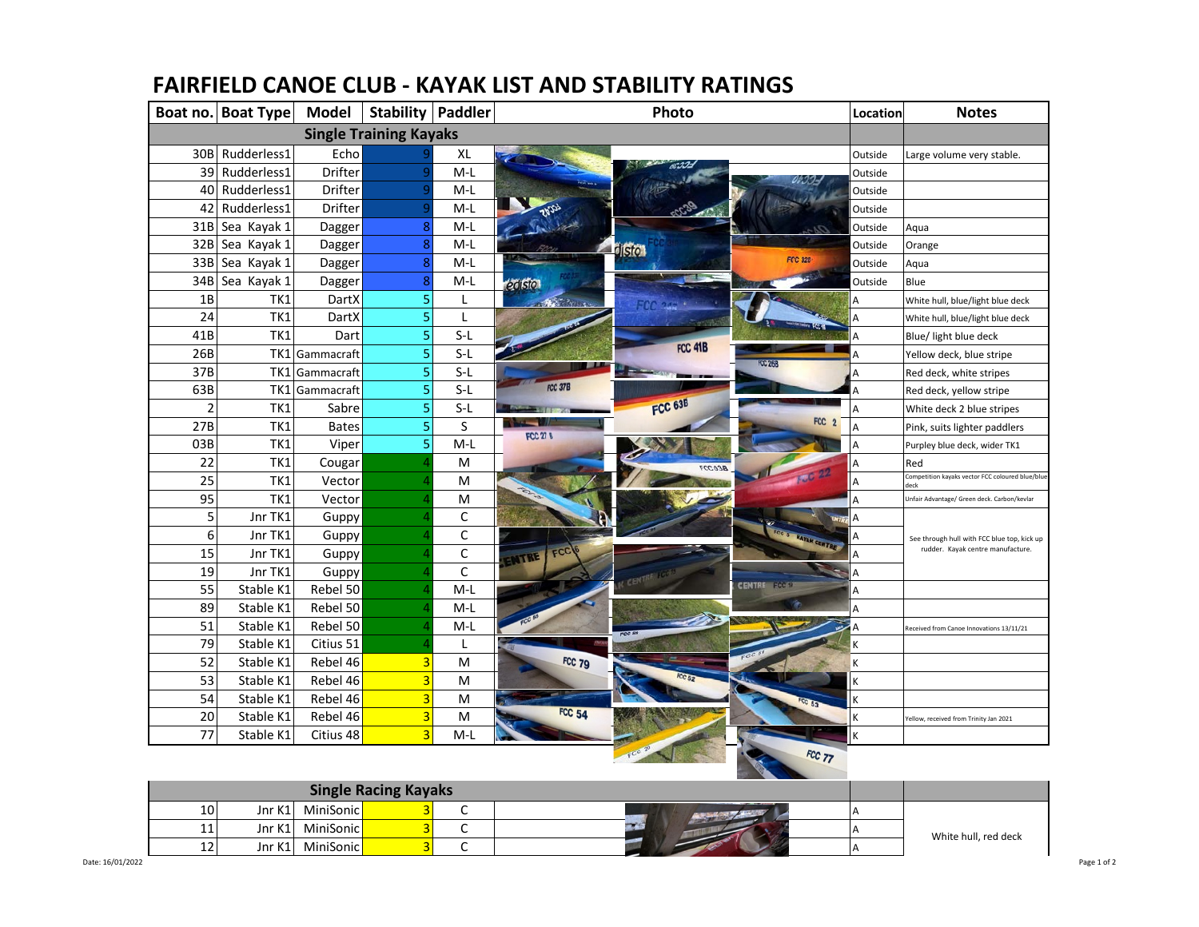# FAIRFIELD CANOE CLUB - KAYAK LIST AND STABILITY RATINGS

| Boat no. | Boat Type | Model | Stability | Paddler | Photo | Location | Notes |
|---|---|---|---|---|---|---|---|
| **Single Training Kayaks** | | | | | | | |
| 30B | Rudderless1 | Echo | 9 | XL | | Outside | Large volume very stable. |
| 39 | Rudderless1 | Drifter | 9 | M-L | | Outside | |
| 40 | Rudderless1 | Drifter | 9 | M-L | | Outside | |
| 42 | Rudderless1 | Drifter | 9 | M-L | | Outside | |
| 31B | Sea Kayak 1 | Dagger | 8 | M-L | | Outside | Aqua |
| 32B | Sea Kayak 1 | Dagger | 8 | M-L | | Outside | Orange |
| 33B | Sea Kayak 1 | Dagger | 8 | M-L | | Outside | Aqua |
| 34B | Sea Kayak 1 | Dagger | 8 | M-L | | Outside | Blue |
| 1B | TK1 | DartX | 5 | L | | A | White hull, blue/light blue deck |
| 24 | TK1 | DartX | 5 | L | | A | White hull, blue/light blue deck |
| 41B | TK1 | Dart | 5 | S-L | | A | Blue/ light blue deck |
| 26B | TK1 | Gammacraft | 5 | S-L | | A | Yellow deck, blue stripe |
| 37B | TK1 | Gammacraft | 5 | S-L | | A | Red deck, white stripes |
| 63B | TK1 | Gammacraft | 5 | S-L | | A | Red deck, yellow stripe |
| 2 | TK1 | Sabre | 5 | S-L | | A | White deck 2 blue stripes |
| 27B | TK1 | Bates | 5 | S | | A | Pink, suits lighter paddlers |
| 03B | TK1 | Viper | 5 | M-L | | A | Purpley blue deck, wider TK1 |
| 22 | TK1 | Cougar | 4 | M | | A | Red |
| 25 | TK1 | Vector | 4 | M | | A | Competition kayaks vector FCC coloured blue/blue deck |
| 95 | TK1 | Vector | 4 | M | | A | Unfair Advantage/ Green deck. Carbon/kevlar |
| 5 | Jnr TK1 | Guppy | 4 | C | | A | See through hull with FCC blue top, kick up rudder. Kayak centre manufacture. |
| 6 | Jnr TK1 | Guppy | 4 | C | | A | |
| 15 | Jnr TK1 | Guppy | 4 | C | | A | |
| 19 | Jnr TK1 | Guppy | 4 | C | | A | |
| 55 | Stable K1 | Rebel 50 | 4 | M-L | | A | |
| 89 | Stable K1 | Rebel 50 | 4 | M-L | | A | |
| 51 | Stable K1 | Rebel 50 | 4 | M-L | | A | Received from Canoe Innovations 13/11/21 |
| 79 | Stable K1 | Citius 51 | 4 | L | | K | |
| 52 | Stable K1 | Rebel 46 | 3 | M | | K | |
| 53 | Stable K1 | Rebel 46 | 3 | M | | K | |
| 54 | Stable K1 | Rebel 46 | 3 | M | | K | |
| 20 | Stable K1 | Rebel 46 | 3 | M | | K | Yellow, received from Trinity Jan 2021 |
| 77 | Stable K1 | Citius 48 | 3 | M-L | | K | |
| **Single Racing Kayaks** | | | | | | | |
| 10 | Jnr K1 | MiniSonic | 3 | C | | A | White hull, red deck |
| 11 | Jnr K1 | MiniSonic | 3 | C | | A | |
| 12 | Jnr K1 | MiniSonic | 3 | C | | A | |

Date: 16/01/2022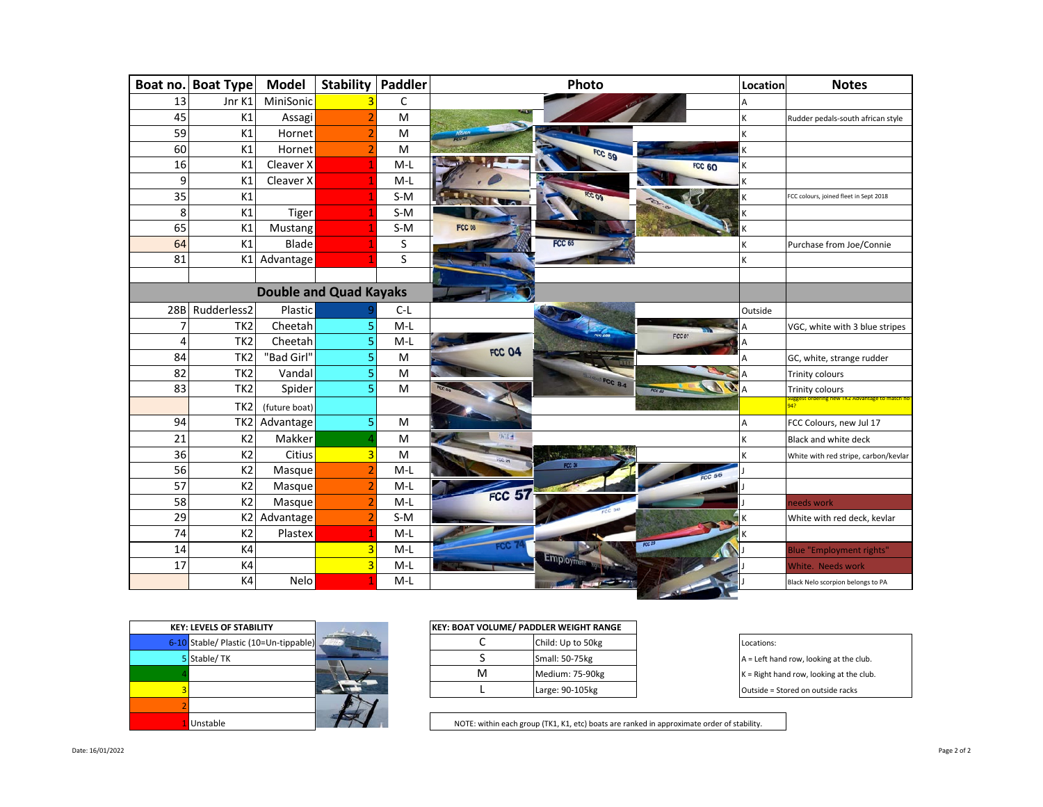| Boat no. | Boat Type | Model | Stability | Paddler | Photo | Location | Notes |
|---|---|---|---|---|---|---|---|
| 13 | Jnr K1 | MiniSonic | 3 | C | | A | |
| 45 | K1 | Assagi | 2 | M | | K | Rudder pedals-south african style |
| 59 | K1 | Hornet | 2 | M | | K | |
| 60 | K1 | Hornet | 2 | M | | K | |
| 16 | K1 | Cleaver X | 1 | M-L | | K | |
| 9 | K1 | Cleaver X | 1 | M-L | | K | |
| 35 | K1 | | 1 | S-M | | K | FCC colours, joined fleet in Sept 2018 |
| 8 | K1 | Tiger | 1 | S-M | | K | |
| 65 | K1 | Mustang | 1 | S-M | | K | |
| 64 | K1 | Blade | 1 | S | | K | Purchase from Joe/Connie |
| 81 | K1 | Advantage | 1 | S | | K | |
| | | | | | | | |
| **Double and Quad Kayaks** | | | | | | | |
| 28B | Rudderless2 | Plastic | 9 | C-L | | Outside | |
| 7 | TK2 | Cheetah | 5 | M-L | | A | VGC, white with 3 blue stripes |
| 4 | TK2 | Cheetah | 5 | M-L | | A | |
| 84 | TK2 | "Bad Girl" | 5 | M | | A | GC, white, strange rudder |
| 82 | TK2 | Vandal | 5 | M | | A | Trinity colours |
| 83 | TK2 | Spider | 5 | M | | A | Trinity colours |
| | TK2 | (future boat) | | | | | Suggest ordering new TK2 Advantage to match no 94? |
| 94 | TK2 | Advantage | 5 | M | | A | FCC Colours, new Jul 17 |
| 21 | K2 | Makker | 4 | M | | K | Black and white deck |
| 36 | K2 | Citius | 3 | M | | K | White with red stripe, carbon/kevlar |
| 56 | K2 | Masque | 2 | M-L | | J | |
| 57 | K2 | Masque | 2 | M-L | | J | |
| 58 | K2 | Masque | 2 | M-L | | J | needs work |
| 29 | K2 | Advantage | 2 | S-M | | K | White with red deck, kevlar |
| 74 | K2 | Plastex | 1 | M-L | | K | |
| 14 | K4 | | 3 | M-L | | J | Blue "Employment rights" |
| 17 | K4 | | 3 | M-L | | J | White. Needs work |
| | K4 | Nelo | 1 | M-L | | J | Black Nelo scorpion belongs to PA |

| KEY: LEVELS OF STABILITY | |
|---|---|
| 6-10 | Stable/ Plastic (10=Un-tippable) |
| 5 | Stable/ TK |
| 4 | |
| 3 | |
| 2 | |
| 1 | Unstable |

| KEY: BOAT VOLUME/ PADDLER WEIGHT RANGE | |
|---|---|
| C | Child: Up to 50kg |
| S | Small: 50-75kg |
| M | Medium: 75-90kg |
| L | Large: 90-105kg |

Locations:

A = Left hand row, looking at the club.

K = Right hand row, looking at the club.

Outside = Stored on outside racks

NOTE: within each group (TK1, K1, etc) boats are ranked in approximate order of stability.

Date: 16/01/2022